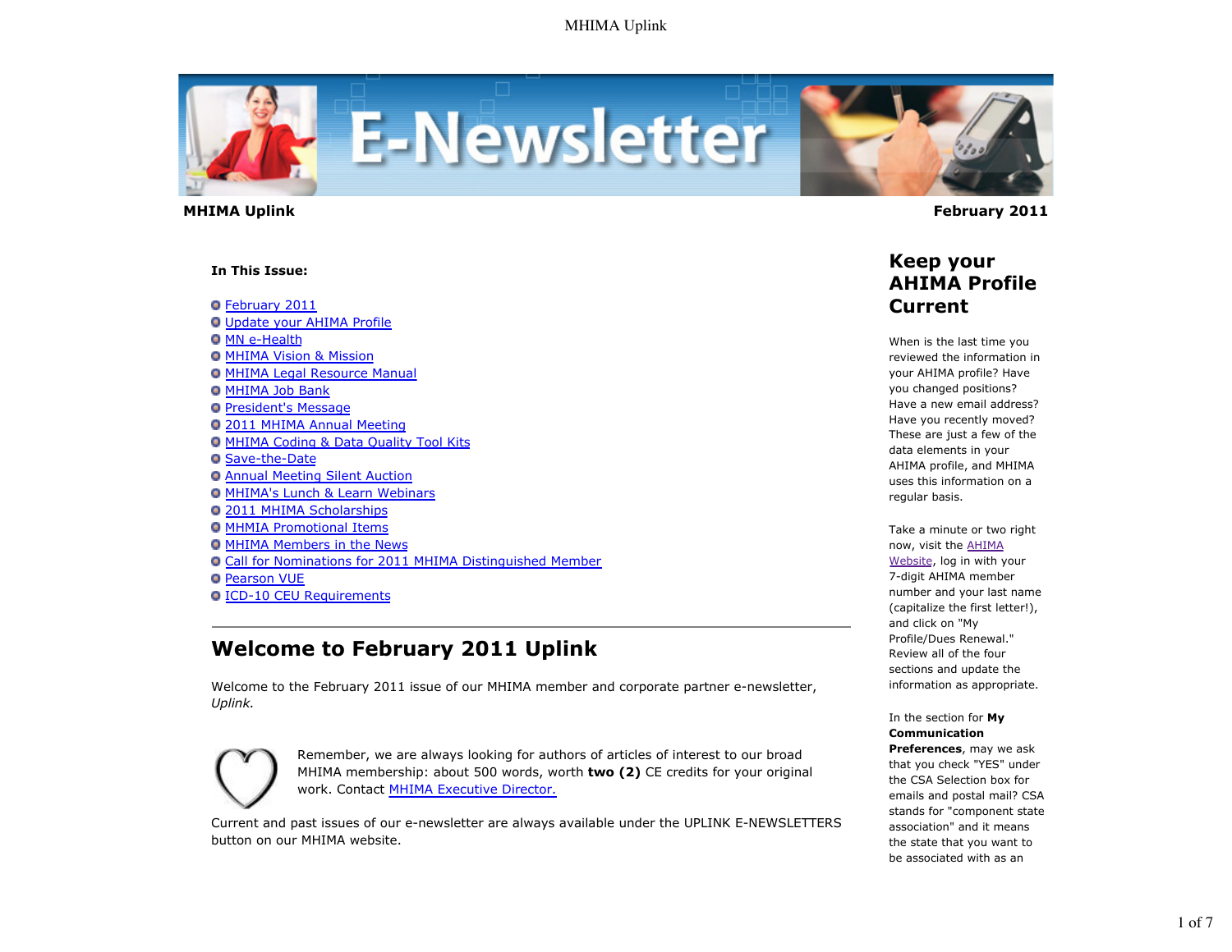**MHIMA Uplink** | **February 2011**

**In This Issue:**

- February 2011
- Update your AHIMA Profile
- MN e-Health
- MHIMA Vision & Mission
- MHIMA Legal Resource Manual
- MHIMA Job Bank
- President's Message
- 2011 MHIMA Annual Meeting
- MHIMA Coding & Data Quality Tool Kits
- Save-the-Date
- Annual Meeting Silent Auction
- MHIMA's Lunch & Learn Webinars
- 2011 MHIMA Scholarships
- MHMIA Promotional Items
- MHIMA Members in the News
- Call for Nominations for 2011 MHIMA Distinguished Member
- Pearson VUE
- ICD-10 CEU Requirements

---

# Welcome to February 2011 Uplink

Welcome to the February 2011 issue of our MHIMA member and corporate partner e-newsletter, *Uplink.*

Remember, we are always looking for authors of articles of interest to our broad MHIMA membership: about 500 words, worth **two (2)** CE credits for your original work. Contact MHIMA Executive Director.

Current and past issues of our e-newsletter are always available under the UPLINK E-NEWSLETTERS button on our MHIMA website.

## Keep your AHIMA Profile Current

When is the last time you reviewed the information in your AHIMA profile? Have you changed positions? Have a new email address? Have you recently moved? These are just a few of the data elements in your AHIMA profile, and MHIMA uses this information on a regular basis.

Take a minute or two right now, visit the AHIMA Website, log in with your 7-digit AHIMA member number and your last name (capitalize the first letter!), and click on "My Profile/Dues Renewal." Review all of the four sections and update the information as appropriate.

In the section for **My Communication Preferences**, may we ask that you check "YES" under the CSA Selection box for emails and postal mail? CSA stands for "component state association" and it means the state that you want to be associated with as an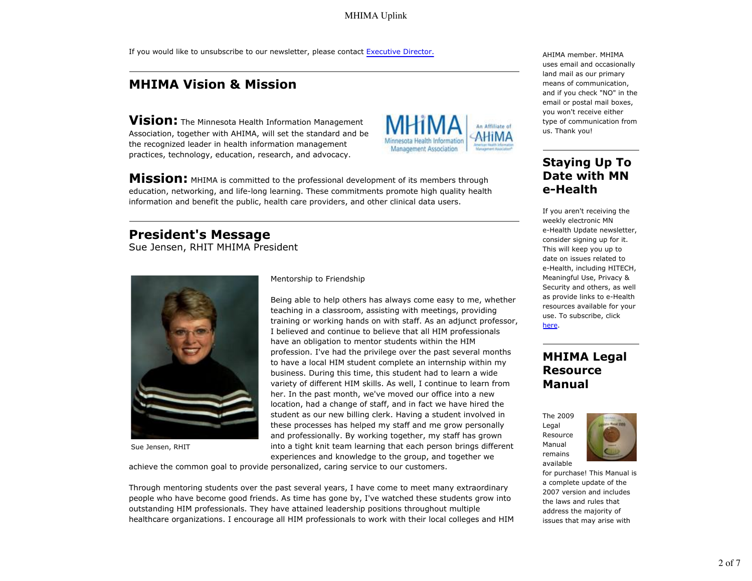If you would like to unsubscribe to our newsletter, please contact Executive Director.

## MHIMA Vision & Mission

**Vision:** The Minnesota Health Information Management Association, together with AHIMA, will set the standard and be the recognized leader in health information management practices, technology, education, research, and advocacy.

**Mission:** MHIMA is committed to the professional development of its members through education, networking, and life-long learning. These commitments promote high quality health information and benefit the public, health care providers, and other clinical data users.

## President's Message

Sue Jensen, RHIT MHIMA President

Sue Jensen, RHIT

Mentorship to Friendship

Being able to help others has always come easy to me, whether teaching in a classroom, assisting with meetings, providing training or working hands on with staff. As an adjunct professor, I believed and continue to believe that all HIM professionals have an obligation to mentor students within the HIM profession. I've had the privilege over the past several months to have a local HIM student complete an internship within my business. During this time, this student had to learn a wide variety of different HIM skills. As well, I continue to learn from her. In the past month, we've moved our office into a new location, had a change of staff, and in fact we have hired the student as our new billing clerk. Having a student involved in these processes has helped my staff and me grow personally and professionally. By working together, my staff has grown into a tight knit team learning that each person brings different experiences and knowledge to the group, and together we achieve the common goal to provide personalized, caring service to our customers.

Through mentoring students over the past several years, I have come to meet many extraordinary people who have become good friends. As time has gone by, I've watched these students grow into outstanding HIM professionals. They have attained leadership positions throughout multiple healthcare organizations. I encourage all HIM professionals to work with their local colleges and HIM

AHIMA member. MHIMA uses email and occasionally land mail as our primary means of communication, and if you check "NO" in the email or postal mail boxes, you won't receive either type of communication from us. Thank you!

## Staying Up To Date with MN e-Health

If you aren't receiving the weekly electronic MN e-Health Update newsletter, consider signing up for it. This will keep you up to date on issues related to e-Health, including HITECH, Meaningful Use, Privacy & Security and others, as well as provide links to e-Health resources available for your use. To subscribe, click here.

## MHIMA Legal Resource Manual

The 2009 Legal Resource Manual remains available for purchase! This Manual is a complete update of the 2007 version and includes the laws and rules that address the majority of issues that may arise with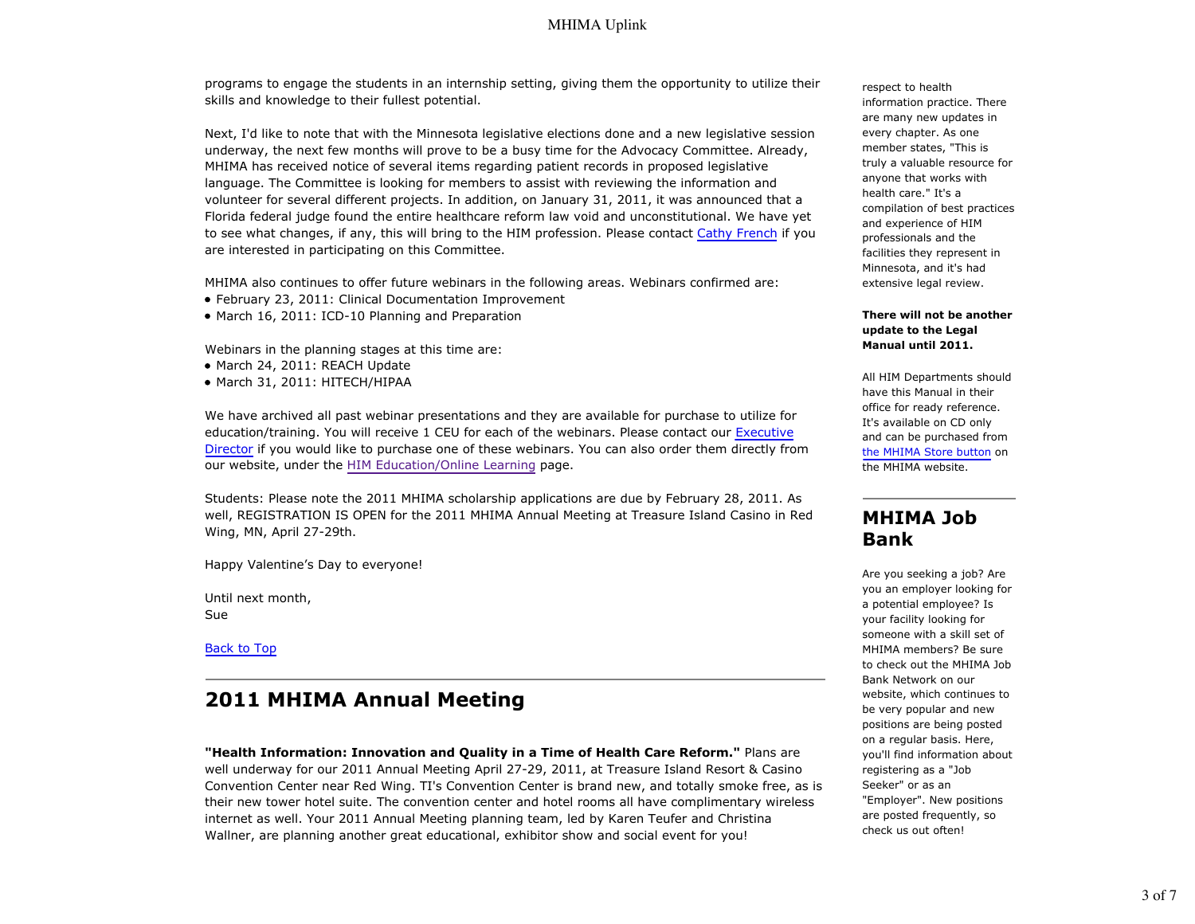programs to engage the students in an internship setting, giving them the opportunity to utilize their skills and knowledge to their fullest potential.

Next, I'd like to note that with the Minnesota legislative elections done and a new legislative session underway, the next few months will prove to be a busy time for the Advocacy Committee. Already, MHIMA has received notice of several items regarding patient records in proposed legislative language. The Committee is looking for members to assist with reviewing the information and volunteer for several different projects. In addition, on January 31, 2011, it was announced that a Florida federal judge found the entire healthcare reform law void and unconstitutional. We have yet to see what changes, if any, this will bring to the HIM profession. Please contact Cathy French if you are interested in participating on this Committee.

MHIMA also continues to offer future webinars in the following areas. Webinars confirmed are:

- February 23, 2011: Clinical Documentation Improvement
- March 16, 2011: ICD-10 Planning and Preparation

Webinars in the planning stages at this time are:

- March 24, 2011: REACH Update
- March 31, 2011: HITECH/HIPAA

We have archived all past webinar presentations and they are available for purchase to utilize for education/training. You will receive 1 CEU for each of the webinars. Please contact our Executive Director if you would like to purchase one of these webinars. You can also order them directly from our website, under the HIM Education/Online Learning page.

Students: Please note the 2011 MHIMA scholarship applications are due by February 28, 2011. As well, REGISTRATION IS OPEN for the 2011 MHIMA Annual Meeting at Treasure Island Casino in Red Wing, MN, April 27-29th.

Happy Valentine's Day to everyone!

Until next month,
Sue

Back to Top

## 2011 MHIMA Annual Meeting

**"Health Information: Innovation and Quality in a Time of Health Care Reform."** Plans are well underway for our 2011 Annual Meeting April 27-29, 2011, at Treasure Island Resort & Casino Convention Center near Red Wing. TI's Convention Center is brand new, and totally smoke free, as is their new tower hotel suite. The convention center and hotel rooms all have complimentary wireless internet as well. Your 2011 Annual Meeting planning team, led by Karen Teufer and Christina Wallner, are planning another great educational, exhibitor show and social event for you!

respect to health information practice. There are many new updates in every chapter. As one member states, "This is truly a valuable resource for anyone that works with health care." It's a compilation of best practices and experience of HIM professionals and the facilities they represent in Minnesota, and it's had extensive legal review.

**There will not be another update to the Legal Manual until 2011.**

All HIM Departments should have this Manual in their office for ready reference. It's available on CD only and can be purchased from the MHIMA Store button on the MHIMA website.

## MHIMA Job Bank

Are you seeking a job? Are you an employer looking for a potential employee? Is your facility looking for someone with a skill set of MHIMA members? Be sure to check out the MHIMA Job Bank Network on our website, which continues to be very popular and new positions are being posted on a regular basis. Here, you'll find information about registering as a "Job Seeker" or as an "Employer". New positions are posted frequently, so check us out often!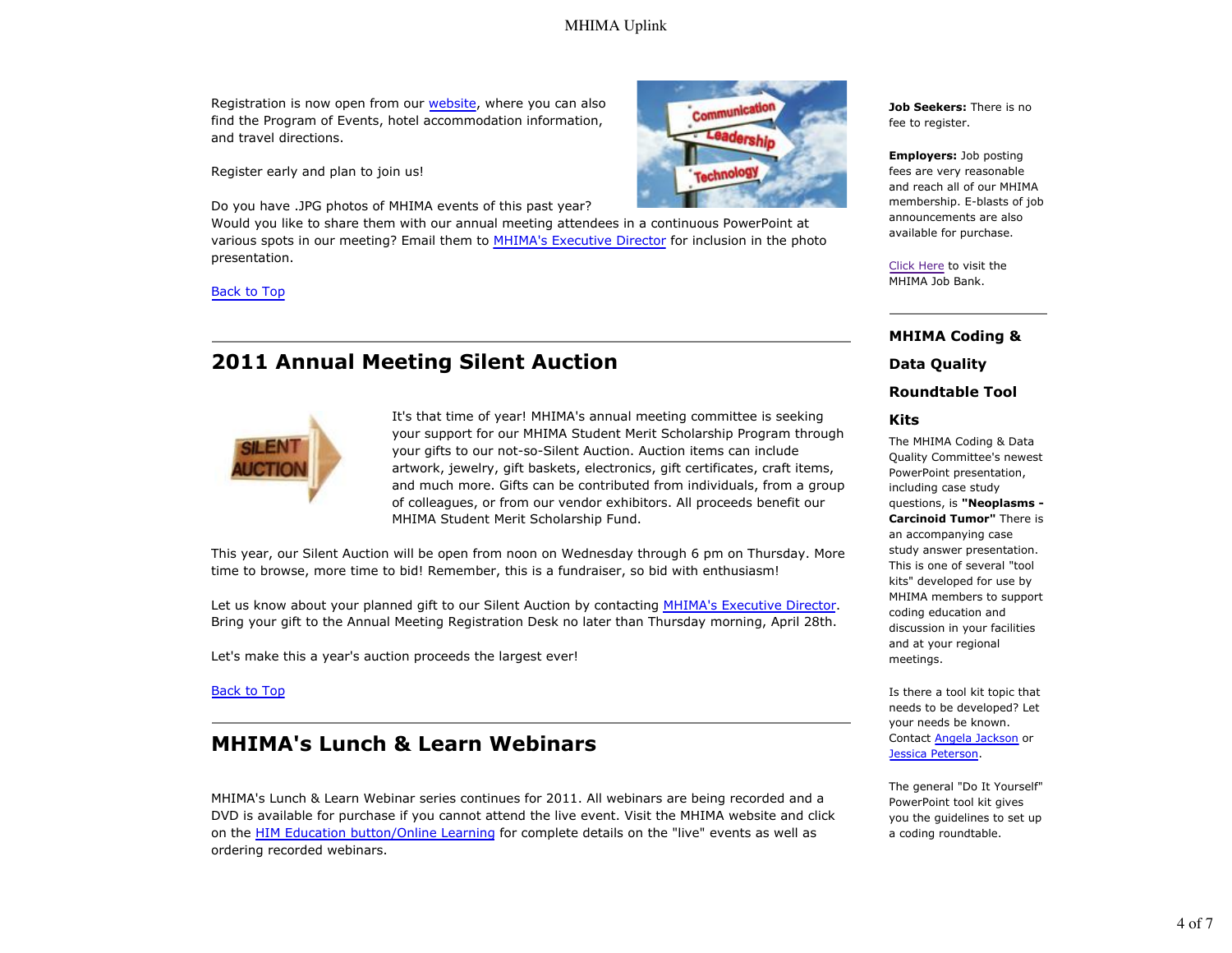Registration is now open from our website, where you can also find the Program of Events, hotel accommodation information, and travel directions.

Register early and plan to join us!

Do you have .JPG photos of MHIMA events of this past year? Would you like to share them with our annual meeting attendees in a continuous PowerPoint at various spots in our meeting? Email them to MHIMA's Executive Director for inclusion in the photo presentation.

Back to Top

## 2011 Annual Meeting Silent Auction

It's that time of year! MHIMA's annual meeting committee is seeking your support for our MHIMA Student Merit Scholarship Program through your gifts to our not-so-Silent Auction. Auction items can include artwork, jewelry, gift baskets, electronics, gift certificates, craft items, and much more. Gifts can be contributed from individuals, from a group of colleagues, or from our vendor exhibitors. All proceeds benefit our MHIMA Student Merit Scholarship Fund.

This year, our Silent Auction will be open from noon on Wednesday through 6 pm on Thursday. More time to browse, more time to bid! Remember, this is a fundraiser, so bid with enthusiasm!

Let us know about your planned gift to our Silent Auction by contacting MHIMA's Executive Director. Bring your gift to the Annual Meeting Registration Desk no later than Thursday morning, April 28th.

Let's make this a year's auction proceeds the largest ever!

Back to Top

## MHIMA's Lunch & Learn Webinars

MHIMA's Lunch & Learn Webinar series continues for 2011. All webinars are being recorded and a DVD is available for purchase if you cannot attend the live event. Visit the MHIMA website and click on the HIM Education button/Online Learning for complete details on the "live" events as well as ordering recorded webinars.

**Job Seekers:** There is no fee to register.

**Employers:** Job posting fees are very reasonable and reach all of our MHIMA membership. E-blasts of job announcements are also available for purchase.

Click Here to visit the MHIMA Job Bank.

## MHIMA Coding & Data Quality Roundtable Tool Kits

The MHIMA Coding & Data Quality Committee's newest PowerPoint presentation, including case study questions, is **"Neoplasms - Carcinoid Tumor"** There is an accompanying case study answer presentation. This is one of several "tool kits" developed for use by MHIMA members to support coding education and discussion in your facilities and at your regional meetings.

Is there a tool kit topic that needs to be developed? Let your needs be known. Contact Angela Jackson or Jessica Peterson.

The general "Do It Yourself" PowerPoint tool kit gives you the guidelines to set up a coding roundtable.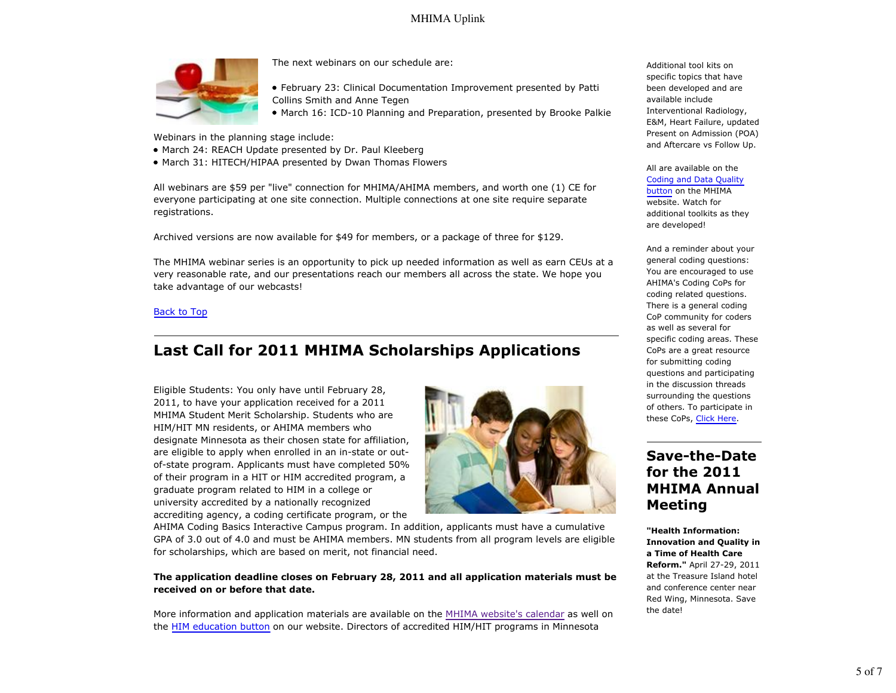The next webinars on our schedule are:

- February 23: Clinical Documentation Improvement presented by Patti Collins Smith and Anne Tegen
- March 16: ICD-10 Planning and Preparation, presented by Brooke Palkie

Webinars in the planning stage include:

- March 24: REACH Update presented by Dr. Paul Kleeberg
- March 31: HITECH/HIPAA presented by Dwan Thomas Flowers

All webinars are $59 per "live" connection for MHIMA/AHIMA members, and worth one (1) CE for everyone participating at one site connection. Multiple connections at one site require separate registrations.

Archived versions are now available for $49 for members, or a package of three for $129.

The MHIMA webinar series is an opportunity to pick up needed information as well as earn CEUs at a very reasonable rate, and our presentations reach our members all across the state. We hope you take advantage of our webcasts!

Back to Top

## Last Call for 2011 MHIMA Scholarships Applications

Eligible Students: You only have until February 28, 2011, to have your application received for a 2011 MHIMA Student Merit Scholarship. Students who are HIM/HIT MN residents, or AHIMA members who designate Minnesota as their chosen state for affiliation, are eligible to apply when enrolled in an in-state or out-of-state program. Applicants must have completed 50% of their program in a HIT or HIM accredited program, a graduate program related to HIM in a college or university accredited by a nationally recognized accrediting agency, a coding certificate program, or the AHIMA Coding Basics Interactive Campus program. In addition, applicants must have a cumulative GPA of 3.0 out of 4.0 and must be AHIMA members. MN students from all program levels are eligible for scholarships, which are based on merit, not financial need.

**The application deadline closes on February 28, 2011 and all application materials must be received on or before that date.**

More information and application materials are available on the MHIMA website's calendar as well on the HIM education button on our website. Directors of accredited HIM/HIT programs in Minnesota

Additional tool kits on specific topics that have been developed and are available include Interventional Radiology, E&M, Heart Failure, updated Present on Admission (POA) and Aftercare vs Follow Up.

All are available on the Coding and Data Quality button on the MHIMA website. Watch for additional toolkits as they are developed!

And a reminder about your general coding questions: You are encouraged to use AHIMA's Coding CoPs for coding related questions. There is a general coding CoP community for coders as well as several for specific coding areas. These CoPs are a great resource for submitting coding questions and participating in the discussion threads surrounding the questions of others. To participate in these CoPs, Click Here.

## Save-the-Date for the 2011 MHIMA Annual Meeting

**"Health Information: Innovation and Quality in a Time of Health Care Reform."** April 27-29, 2011 at the Treasure Island hotel and conference center near Red Wing, Minnesota. Save the date!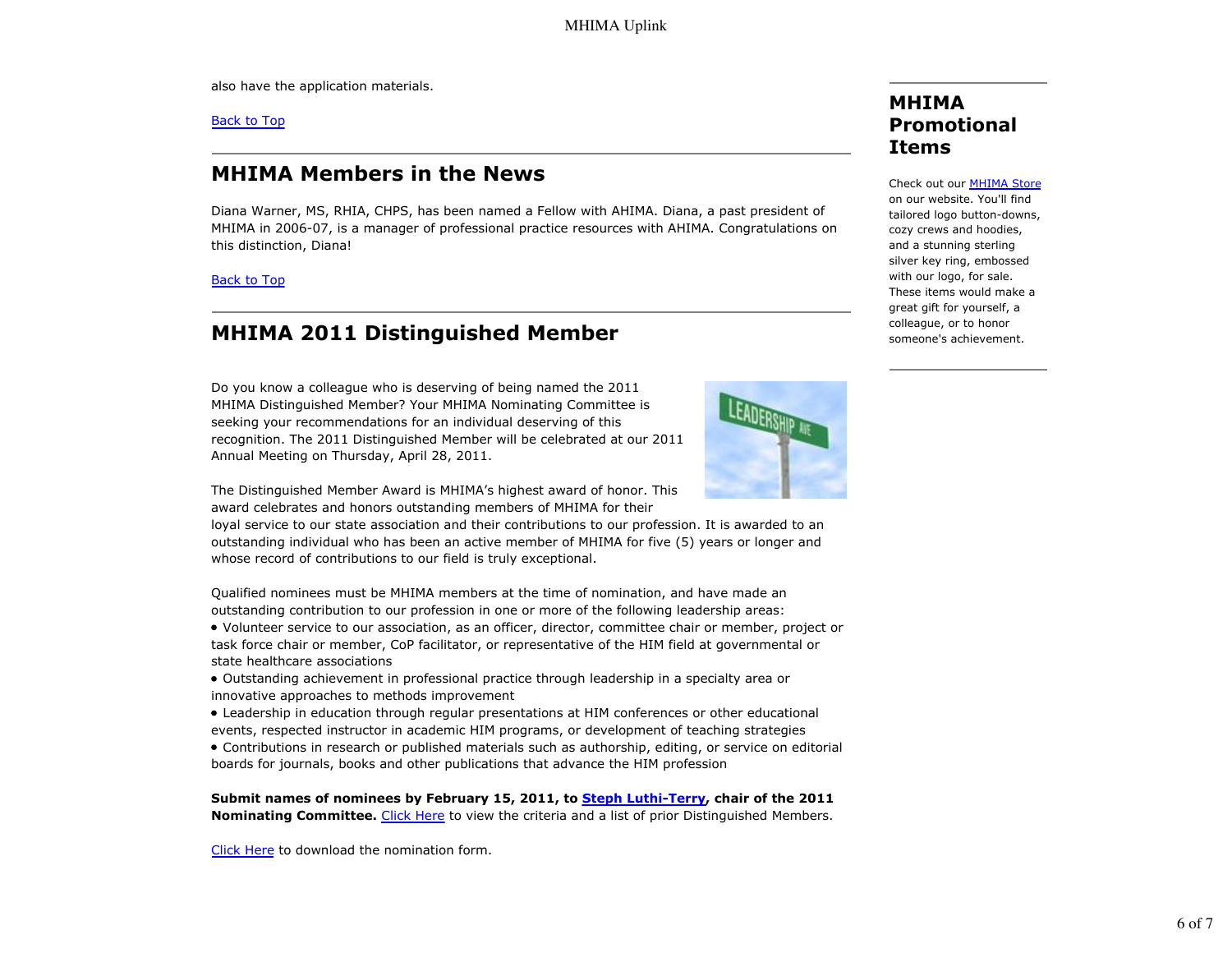also have the application materials.

Back to Top

## MHIMA Members in the News

Diana Warner, MS, RHIA, CHPS, has been named a Fellow with AHIMA. Diana, a past president of MHIMA in 2006-07, is a manager of professional practice resources with AHIMA. Congratulations on this distinction, Diana!

Back to Top

## MHIMA 2011 Distinguished Member

Do you know a colleague who is deserving of being named the 2011 MHIMA Distinguished Member? Your MHIMA Nominating Committee is seeking your recommendations for an individual deserving of this recognition. The 2011 Distinguished Member will be celebrated at our 2011 Annual Meeting on Thursday, April 28, 2011.

The Distinguished Member Award is MHIMA's highest award of honor. This award celebrates and honors outstanding members of MHIMA for their loyal service to our state association and their contributions to our profession. It is awarded to an outstanding individual who has been an active member of MHIMA for five (5) years or longer and whose record of contributions to our field is truly exceptional.

Qualified nominees must be MHIMA members at the time of nomination, and have made an outstanding contribution to our profession in one or more of the following leadership areas:

- Volunteer service to our association, as an officer, director, committee chair or member, project or task force chair or member, CoP facilitator, or representative of the HIM field at governmental or state healthcare associations
- Outstanding achievement in professional practice through leadership in a specialty area or innovative approaches to methods improvement
- Leadership in education through regular presentations at HIM conferences or other educational events, respected instructor in academic HIM programs, or development of teaching strategies
- Contributions in research or published materials such as authorship, editing, or service on editorial boards for journals, books and other publications that advance the HIM profession

**Submit names of nominees by February 15, 2011, to Steph Luthi-Terry, chair of the 2011 Nominating Committee.** Click Here to view the criteria and a list of prior Distinguished Members.

Click Here to download the nomination form.

## MHIMA Promotional Items

Check out our MHIMA Store on our website. You'll find tailored logo button-downs, cozy crews and hoodies, and a stunning sterling silver key ring, embossed with our logo, for sale. These items would make a great gift for yourself, a colleague, or to honor someone's achievement.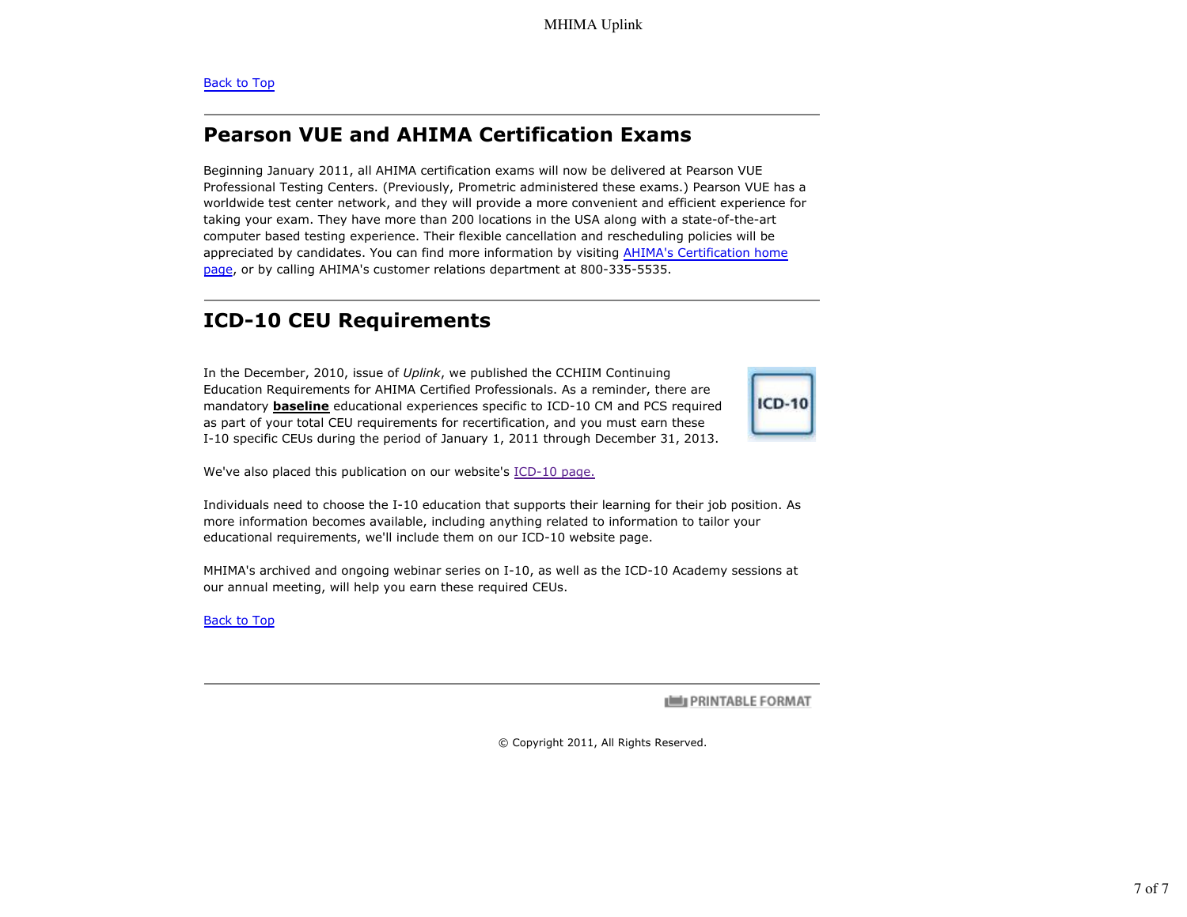[Back to Top]

---

## Pearson VUE and AHIMA Certification Exams

Beginning January 2011, all AHIMA certification exams will now be delivered at Pearson VUE Professional Testing Centers. (Previously, Prometric administered these exams.) Pearson VUE has a worldwide test center network, and they will provide a more convenient and efficient experience for taking your exam. They have more than 200 locations in the USA along with a state-of-the-art computer based testing experience. Their flexible cancellation and rescheduling policies will be appreciated by candidates. You can find more information by visiting AHIMA's Certification home page, or by calling AHIMA's customer relations department at 800-335-5535.

---

## ICD-10 CEU Requirements

In the December, 2010, issue of *Uplink*, we published the CCHIIM Continuing Education Requirements for AHIMA Certified Professionals. As a reminder, there are mandatory **baseline** educational experiences specific to ICD-10 CM and PCS required as part of your total CEU requirements for recertification, and you must earn these I-10 specific CEUs during the period of January 1, 2011 through December 31, 2013.

We've also placed this publication on our website's ICD-10 page.

Individuals need to choose the I-10 education that supports their learning for their job position. As more information becomes available, including anything related to information to tailor your educational requirements, we'll include them on our ICD-10 website page.

MHIMA's archived and ongoing webinar series on I-10, as well as the ICD-10 Academy sessions at our annual meeting, will help you earn these required CEUs.

Back to Top

---

PRINTABLE FORMAT

© Copyright 2011, All Rights Reserved.